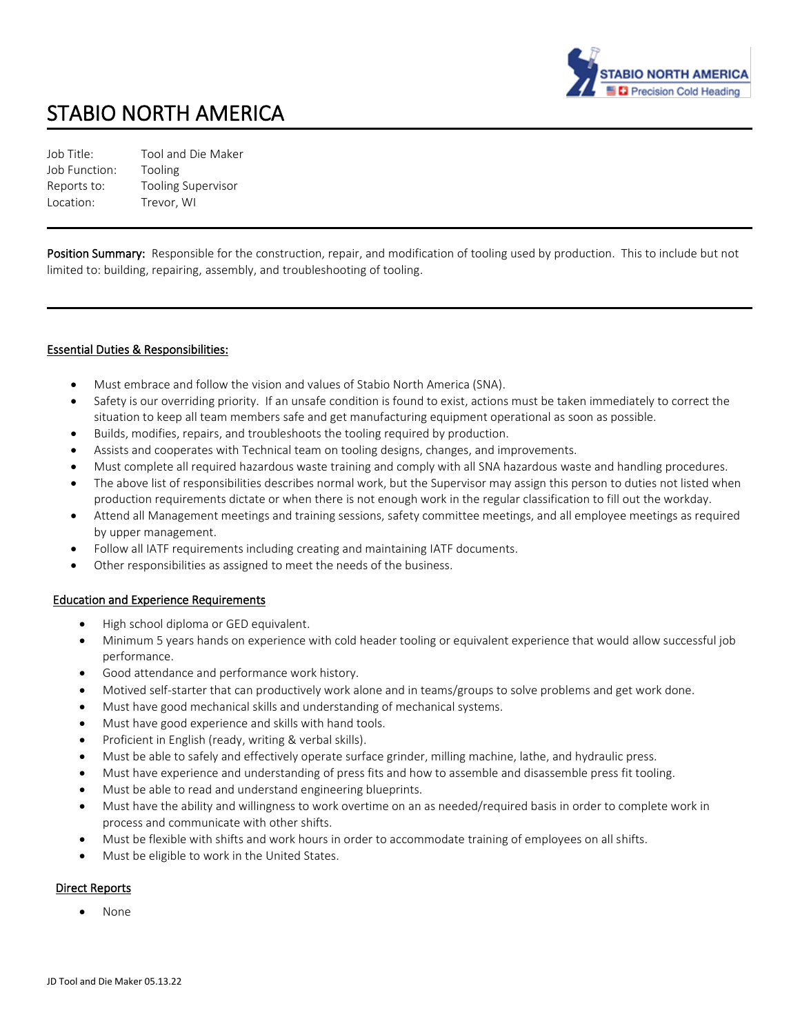# STABIO NORTH AMERICA

Job Title: Tool and Die Maker
Job Function: Tooling
Reports to: Tooling Supervisor
Location: Trevor, WI

---

**Position Summary:** Responsible for the construction, repair, and modification of tooling used by production. This to include but not limited to: building, repairing, assembly, and troubleshooting of tooling.

---

## Essential Duties & Responsibilities:

- Must embrace and follow the vision and values of Stabio North America (SNA).
- Safety is our overriding priority. If an unsafe condition is found to exist, actions must be taken immediately to correct the situation to keep all team members safe and get manufacturing equipment operational as soon as possible.
- Builds, modifies, repairs, and troubleshoots the tooling required by production.
- Assists and cooperates with Technical team on tooling designs, changes, and improvements.
- Must complete all required hazardous waste training and comply with all SNA hazardous waste and handling procedures.
- The above list of responsibilities describes normal work, but the Supervisor may assign this person to duties not listed when production requirements dictate or when there is not enough work in the regular classification to fill out the workday.
- Attend all Management meetings and training sessions, safety committee meetings, and all employee meetings as required by upper management.
- Follow all IATF requirements including creating and maintaining IATF documents.
- Other responsibilities as assigned to meet the needs of the business.

## Education and Experience Requirements

- High school diploma or GED equivalent.
- Minimum 5 years hands on experience with cold header tooling or equivalent experience that would allow successful job performance.
- Good attendance and performance work history.
- Motived self-starter that can productively work alone and in teams/groups to solve problems and get work done.
- Must have good mechanical skills and understanding of mechanical systems.
- Must have good experience and skills with hand tools.
- Proficient in English (ready, writing & verbal skills).
- Must be able to safely and effectively operate surface grinder, milling machine, lathe, and hydraulic press.
- Must have experience and understanding of press fits and how to assemble and disassemble press fit tooling.
- Must be able to read and understand engineering blueprints.
- Must have the ability and willingness to work overtime on an as needed/required basis in order to complete work in process and communicate with other shifts.
- Must be flexible with shifts and work hours in order to accommodate training of employees on all shifts.
- Must be eligible to work in the United States.

## Direct Reports

- None

JD Tool and Die Maker 05.13.22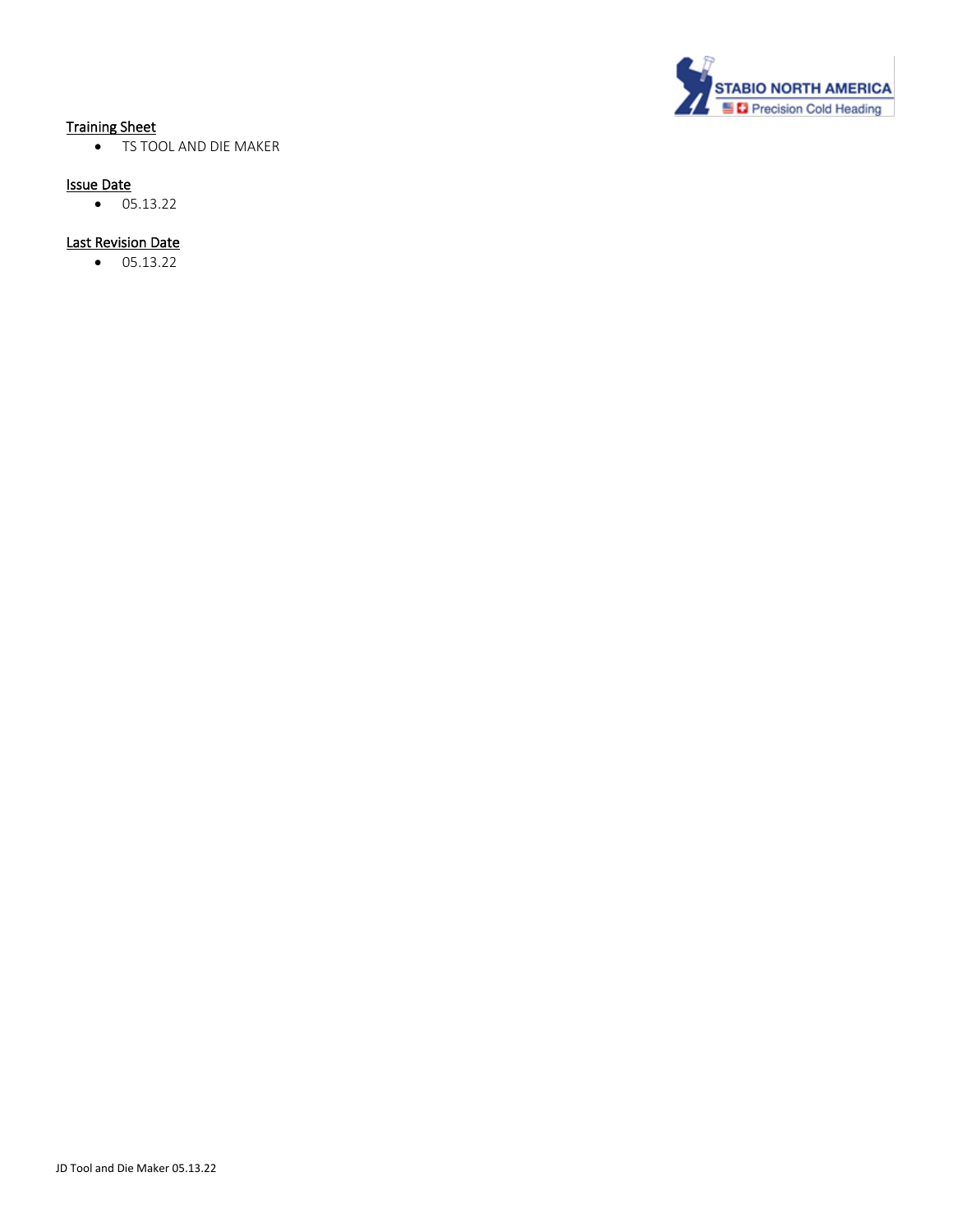Training Sheet

- TS TOOL AND DIE MAKER

Issue Date

- 05.13.22

Last Revision Date

- 05.13.22